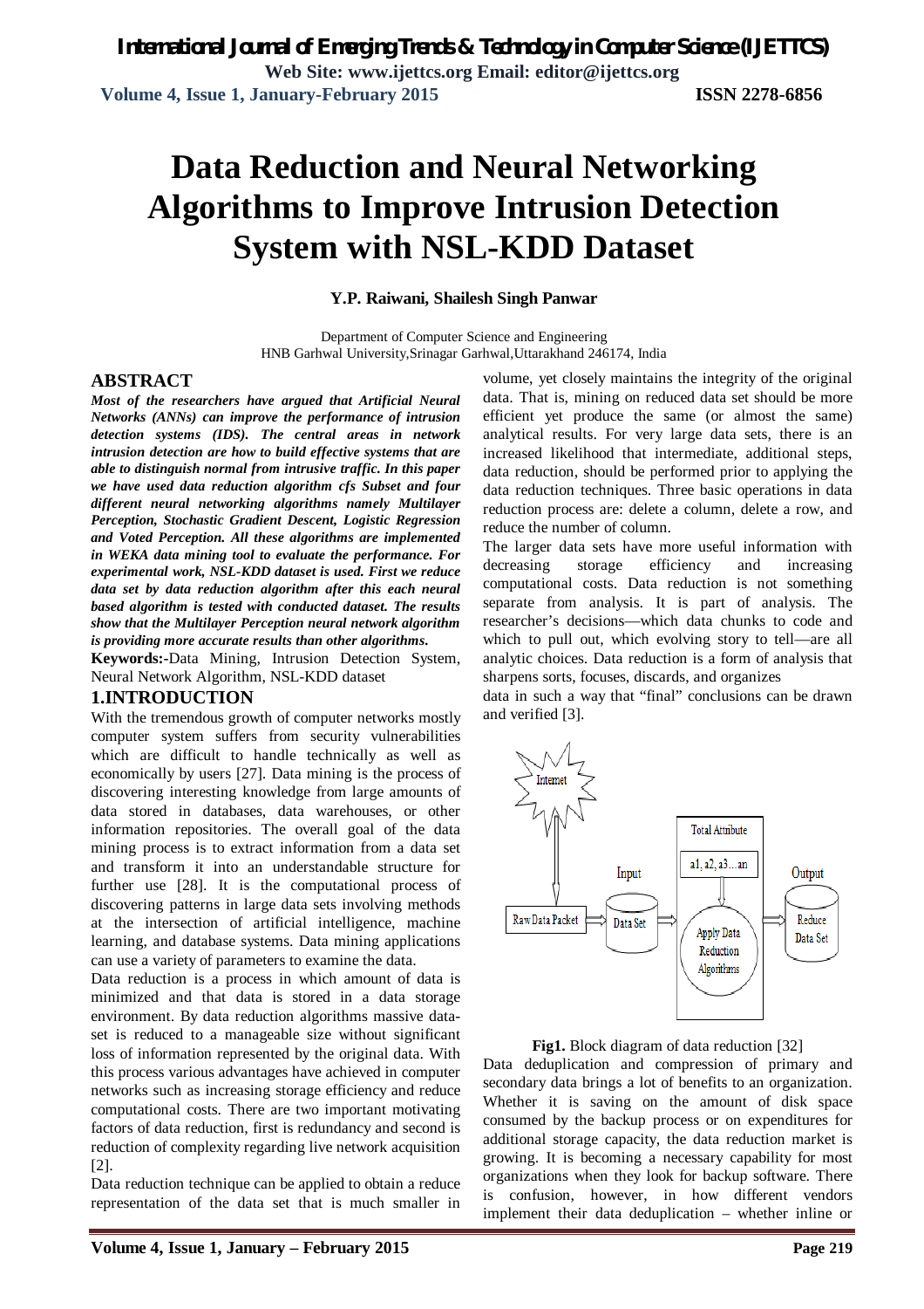# Data Reduction and Neural Networking Algorithms to Improve Intrusion Detection System with NSL-KDD Dataset

**Y.P. Raiwani, Shailesh Singh Panwar**

Department of Computer Science and Engineering
HNB Garhwal University,Srinagar Garhwal,Uttarakhand 246174, India

## ABSTRACT

***Most of the researchers have argued that Artificial Neural Networks (ANNs) can improve the performance of intrusion detection systems (IDS). The central areas in network intrusion detection are how to build effective systems that are able to distinguish normal from intrusive traffic. In this paper we have used data reduction algorithm cfs Subset and four different neural networking algorithms namely Multilayer Perception, Stochastic Gradient Descent, Logistic Regression and Voted Perception. All these algorithms are implemented in WEKA data mining tool to evaluate the performance. For experimental work, NSL-KDD dataset is used. First we reduce data set by data reduction algorithm after this each neural based algorithm is tested with conducted dataset. The results show that the Multilayer Perception neural network algorithm is providing more accurate results than other algorithms.***

**Keywords:-**Data Mining, Intrusion Detection System, Neural Network Algorithm, NSL-KDD dataset

## 1.INTRODUCTION

With the tremendous growth of computer networks mostly computer system suffers from security vulnerabilities which are difficult to handle technically as well as economically by users [27]. Data mining is the process of discovering interesting knowledge from large amounts of data stored in databases, data warehouses, or other information repositories. The overall goal of the data mining process is to extract information from a data set and transform it into an understandable structure for further use [28]. It is the computational process of discovering patterns in large data sets involving methods at the intersection of artificial intelligence, machine learning, and database systems. Data mining applications can use a variety of parameters to examine the data.

Data reduction is a process in which amount of data is minimized and that data is stored in a data storage environment. By data reduction algorithms massive data-set is reduced to a manageable size without significant loss of information represented by the original data. With this process various advantages have achieved in computer networks such as increasing storage efficiency and reduce computational costs. There are two important motivating factors of data reduction, first is redundancy and second is reduction of complexity regarding live network acquisition [2].

Data reduction technique can be applied to obtain a reduce representation of the data set that is much smaller in volume, yet closely maintains the integrity of the original data. That is, mining on reduced data set should be more efficient yet produce the same (or almost the same) analytical results. For very large data sets, there is an increased likelihood that intermediate, additional steps, data reduction, should be performed prior to applying the data reduction techniques. Three basic operations in data reduction process are: delete a column, delete a row, and reduce the number of column.

The larger data sets have more useful information with decreasing storage efficiency and increasing computational costs. Data reduction is not something separate from analysis. It is part of analysis. The researcher's decisions—which data chunks to code and which to pull out, which evolving story to tell—are all analytic choices. Data reduction is a form of analysis that sharpens sorts, focuses, discards, and organizes data in such a way that "final" conclusions can be drawn and verified [3].

**Fig1.** Block diagram of data reduction [32]

Data deduplication and compression of primary and secondary data brings a lot of benefits to an organization. Whether it is saving on the amount of disk space consumed by the backup process or on expenditures for additional storage capacity, the data reduction market is growing. It is becoming a necessary capability for most organizations when they look for backup software. There is confusion, however, in how different vendors implement their data deduplication – whether inline or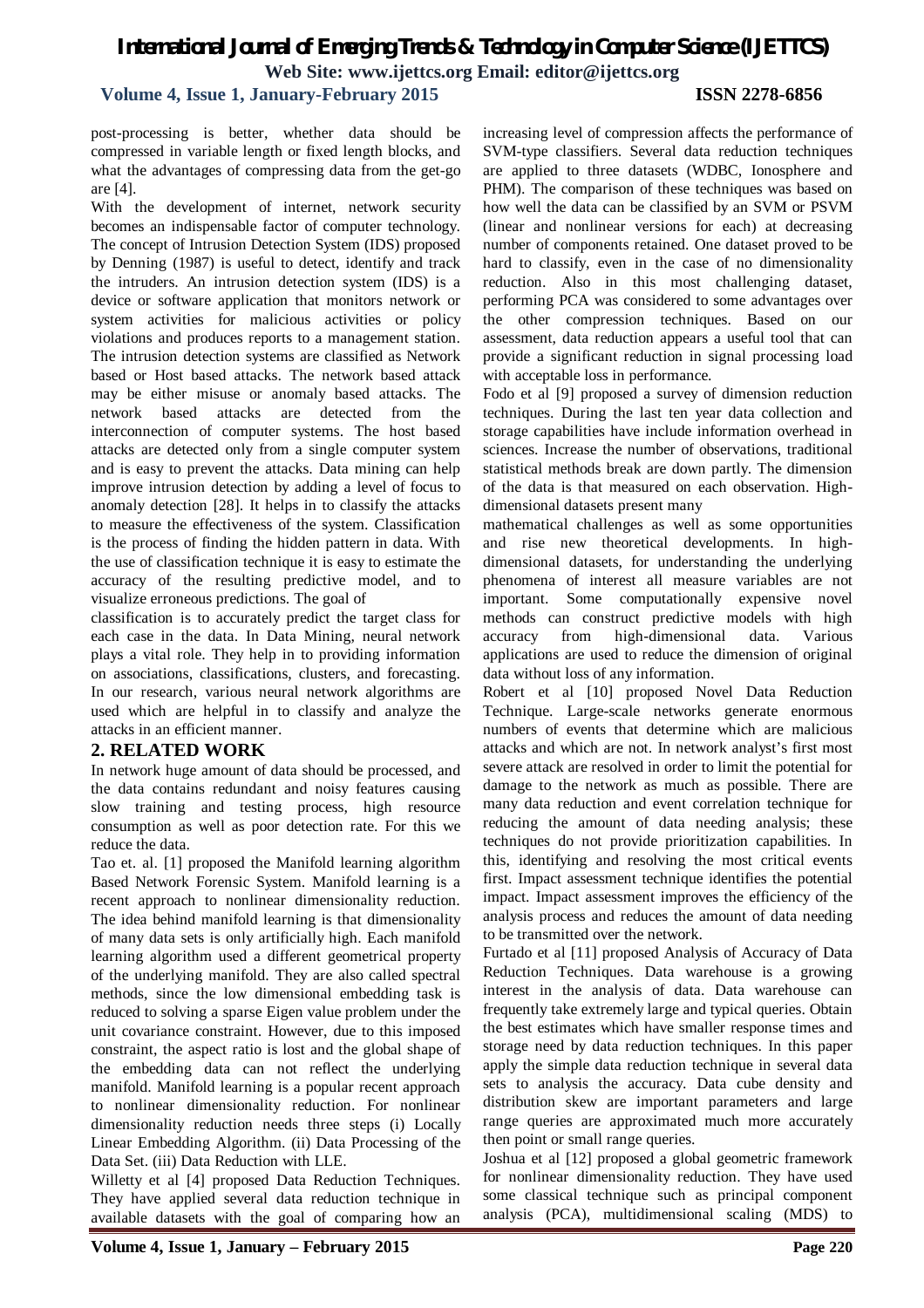post-processing is better, whether data should be compressed in variable length or fixed length blocks, and what the advantages of compressing data from the get-go are [4].

With the development of internet, network security becomes an indispensable factor of computer technology. The concept of Intrusion Detection System (IDS) proposed by Denning (1987) is useful to detect, identify and track the intruders. An intrusion detection system (IDS) is a device or software application that monitors network or system activities for malicious activities or policy violations and produces reports to a management station. The intrusion detection systems are classified as Network based or Host based attacks. The network based attack may be either misuse or anomaly based attacks. The network based attacks are detected from the interconnection of computer systems. The host based attacks are detected only from a single computer system and is easy to prevent the attacks. Data mining can help improve intrusion detection by adding a level of focus to anomaly detection [28]. It helps in to classify the attacks to measure the effectiveness of the system. Classification is the process of finding the hidden pattern in data. With the use of classification technique it is easy to estimate the accuracy of the resulting predictive model, and to visualize erroneous predictions. The goal of classification is to accurately predict the target class for each case in the data. In Data Mining, neural network plays a vital role. They help in to providing information on associations, classifications, clusters, and forecasting. In our research, various neural network algorithms are used which are helpful in to classify and analyze the attacks in an efficient manner.

## 2. RELATED WORK

In network huge amount of data should be processed, and the data contains redundant and noisy features causing slow training and testing process, high resource consumption as well as poor detection rate. For this we reduce the data.

Tao et. al. [1] proposed the Manifold learning algorithm Based Network Forensic System. Manifold learning is a recent approach to nonlinear dimensionality reduction. The idea behind manifold learning is that dimensionality of many data sets is only artificially high. Each manifold learning algorithm used a different geometrical property of the underlying manifold. They are also called spectral methods, since the low dimensional embedding task is reduced to solving a sparse Eigen value problem under the unit covariance constraint. However, due to this imposed constraint, the aspect ratio is lost and the global shape of the embedding data can not reflect the underlying manifold. Manifold learning is a popular recent approach to nonlinear dimensionality reduction needs three steps (i) Locally Linear Embedding Algorithm. (ii) Data Processing of the Data Set. (iii) Data Reduction with LLE.

Willetty et al [4] proposed Data Reduction Techniques. They have applied several data reduction technique in available datasets with the goal of comparing how an increasing level of compression affects the performance of SVM-type classifiers. Several data reduction techniques are applied to three datasets (WDBC, Ionosphere and PHM). The comparison of these techniques was based on how well the data can be classified by an SVM or PSVM (linear and nonlinear versions for each) at decreasing number of components retained. One dataset proved to be hard to classify, even in the case of no dimensionality reduction. Also in this most challenging dataset, performing PCA was considered to some advantages over the other compression techniques. Based on our assessment, data reduction appears a useful tool that can provide a significant reduction in signal processing load with acceptable loss in performance.

Fodo et al [9] proposed a survey of dimension reduction techniques. During the last ten year data collection and storage capabilities have include information overhead in sciences. Increase the number of observations, traditional statistical methods break are down partly. The dimension of the data is that measured on each observation. High-dimensional datasets present many mathematical challenges as well as some opportunities and rise new theoretical developments. In high-dimensional datasets, for understanding the underlying phenomena of interest all measure variables are not important. Some computationally expensive novel methods can construct predictive models with high accuracy from high-dimensional data. Various applications are used to reduce the dimension of original data without loss of any information.

Robert et al [10] proposed Novel Data Reduction Technique. Large-scale networks generate enormous numbers of events that determine which are malicious attacks and which are not. In network analyst's first most severe attack are resolved in order to limit the potential for damage to the network as much as possible. There are many data reduction and event correlation technique for reducing the amount of data needing analysis; these techniques do not provide prioritization capabilities. In this, identifying and resolving the most critical events first. Impact assessment technique identifies the potential impact. Impact assessment improves the efficiency of the analysis process and reduces the amount of data needing to be transmitted over the network.

Furtado et al [11] proposed Analysis of Accuracy of Data Reduction Techniques. Data warehouse is a growing interest in the analysis of data. Data warehouse can frequently take extremely large and typical queries. Obtain the best estimates which have smaller response times and storage need by data reduction techniques. In this paper apply the simple data reduction technique in several data sets to analysis the accuracy. Data cube density and distribution skew are important parameters and large range queries are approximated much more accurately then point or small range queries.

Joshua et al [12] proposed a global geometric framework for nonlinear dimensionality reduction. They have used some classical technique such as principal component analysis (PCA), multidimensional scaling (MDS) to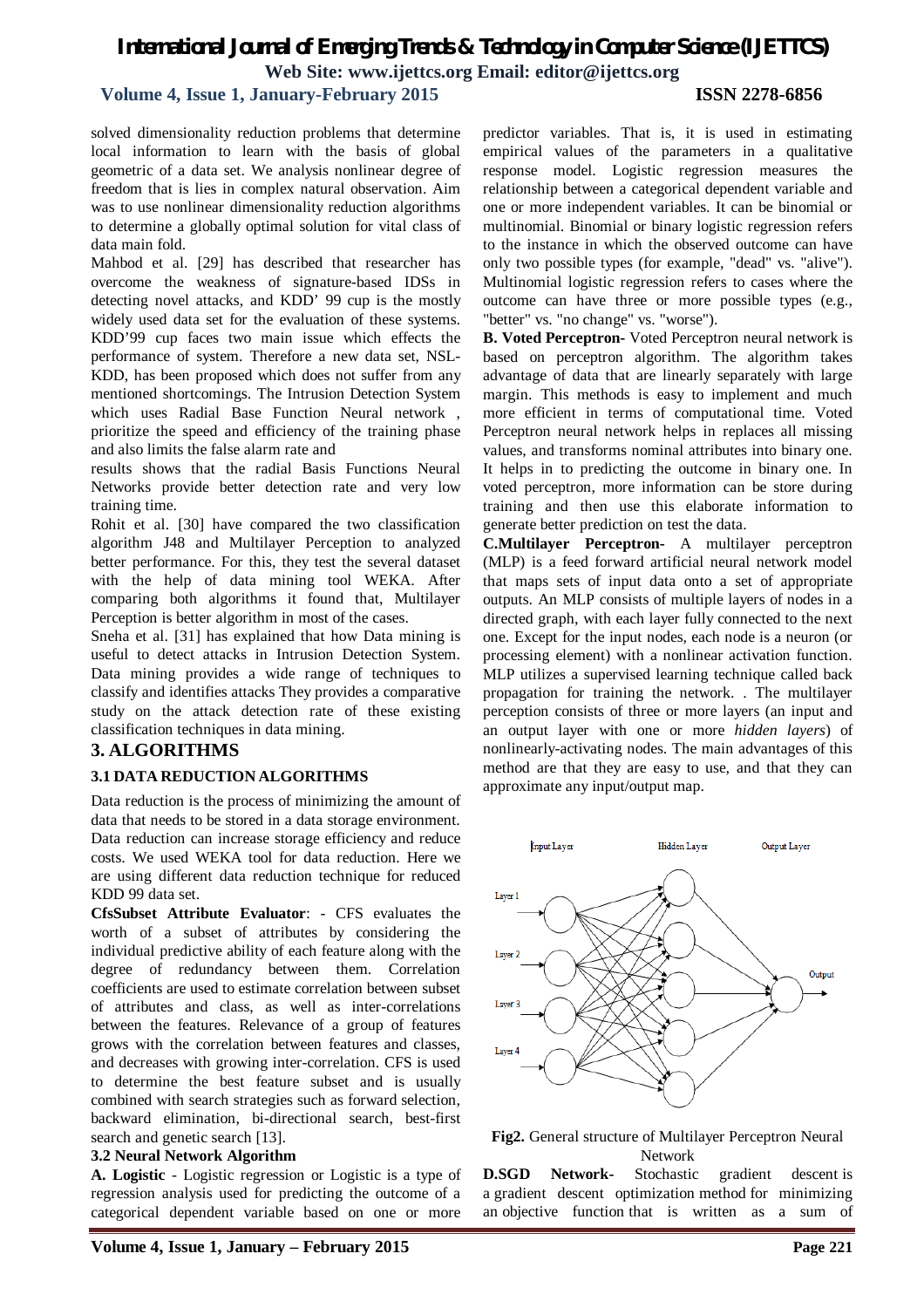solved dimensionality reduction problems that determine local information to learn with the basis of global geometric of a data set. We analysis nonlinear degree of freedom that is lies in complex natural observation. Aim was to use nonlinear dimensionality reduction algorithms to determine a globally optimal solution for vital class of data main fold.

Mahbod et al. [29] has described that researcher has overcome the weakness of signature-based IDSs in detecting novel attacks, and KDD' 99 cup is the mostly widely used data set for the evaluation of these systems. KDD'99 cup faces two main issue which effects the performance of system. Therefore a new data set, NSL-KDD, has been proposed which does not suffer from any mentioned shortcomings. The Intrusion Detection System which uses Radial Base Function Neural network , prioritize the speed and efficiency of the training phase and also limits the false alarm rate and

results shows that the radial Basis Functions Neural Networks provide better detection rate and very low training time.

Rohit et al. [30] have compared the two classification algorithm J48 and Multilayer Perception to analyzed better performance. For this, they test the several dataset with the help of data mining tool WEKA. After comparing both algorithms it found that, Multilayer Perception is better algorithm in most of the cases.

Sneha et al. [31] has explained that how Data mining is useful to detect attacks in Intrusion Detection System. Data mining provides a wide range of techniques to classify and identifies attacks They provides a comparative study on the attack detection rate of these existing classification techniques in data mining.

## 3. ALGORITHMS

### 3.1 DATA REDUCTION ALGORITHMS

Data reduction is the process of minimizing the amount of data that needs to be stored in a data storage environment. Data reduction can increase storage efficiency and reduce costs. We used WEKA tool for data reduction. Here we are using different data reduction technique for reduced KDD 99 data set.

**CfsSubset Attribute Evaluator**: - CFS evaluates the worth of a subset of attributes by considering the individual predictive ability of each feature along with the degree of redundancy between them. Correlation coefficients are used to estimate correlation between subset of attributes and class, as well as inter-correlations between the features. Relevance of a group of features grows with the correlation between features and classes, and decreases with growing inter-correlation. CFS is used to determine the best feature subset and is usually combined with search strategies such as forward selection, backward elimination, bi-directional search, best-first search and genetic search [13].

### 3.2 Neural Network Algorithm

**A. Logistic** - Logistic regression or Logistic is a type of regression analysis used for predicting the outcome of a categorical dependent variable based on one or more predictor variables. That is, it is used in estimating empirical values of the parameters in a qualitative response model. Logistic regression measures the relationship between a categorical dependent variable and one or more independent variables. It can be binomial or multinomial. Binomial or binary logistic regression refers to the instance in which the observed outcome can have only two possible types (for example, "dead" vs. "alive"). Multinomial logistic regression refers to cases where the outcome can have three or more possible types (e.g., "better" vs. "no change" vs. "worse").

**B. Voted Perceptron-** Voted Perceptron neural network is based on perceptron algorithm. The algorithm takes advantage of data that are linearly separately with large margin. This methods is easy to implement and much more efficient in terms of computational time. Voted Perceptron neural network helps in replaces all missing values, and transforms nominal attributes into binary one. It helps in to predicting the outcome in binary one. In voted perceptron, more information can be store during training and then use this elaborate information to generate better prediction on test the data.

**C.Multilayer Perceptron-** A multilayer perceptron (MLP) is a feed forward artificial neural network model that maps sets of input data onto a set of appropriate outputs. An MLP consists of multiple layers of nodes in a directed graph, with each layer fully connected to the next one. Except for the input nodes, each node is a neuron (or processing element) with a nonlinear activation function. MLP utilizes a supervised learning technique called back propagation for training the network. . The multilayer perception consists of three or more layers (an input and an output layer with one or more *hidden layers*) of nonlinearly-activating nodes. The main advantages of this method are that they are easy to use, and that they can approximate any input/output map.

**Fig2.** General structure of Multilayer Perceptron Neural Network

**D.SGD Network-** Stochastic gradient descent is a gradient descent optimization method for minimizing an objective function that is written as a sum of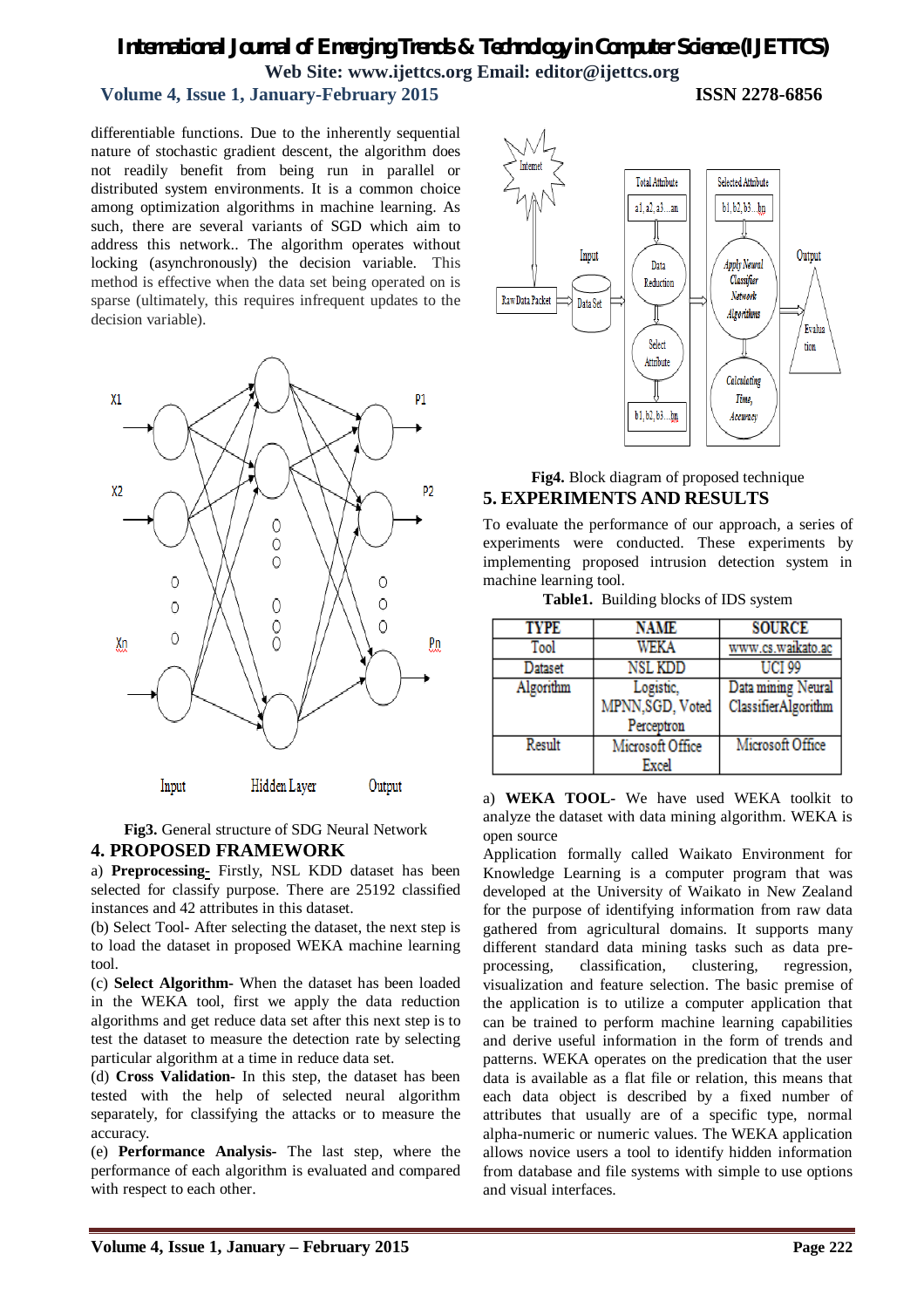differentiable functions. Due to the inherently sequential nature of stochastic gradient descent, the algorithm does not readily benefit from being run in parallel or distributed system environments. It is a common choice among optimization algorithms in machine learning. As such, there are several variants of SGD which aim to address this network.. The algorithm operates without locking (asynchronously) the decision variable. This method is effective when the data set being operated on is sparse (ultimately, this requires infrequent updates to the decision variable).

**Fig3.** General structure of SDG Neural Network

## 4. PROPOSED FRAMEWORK

a) **Preprocessing-** Firstly, NSL KDD dataset has been selected for classify purpose. There are 25192 classified instances and 42 attributes in this dataset.

(b) Select Tool- After selecting the dataset, the next step is to load the dataset in proposed WEKA machine learning tool.

(c) **Select Algorithm-** When the dataset has been loaded in the WEKA tool, first we apply the data reduction algorithms and get reduce data set after this next step is to test the dataset to measure the detection rate by selecting particular algorithm at a time in reduce data set.

(d) **Cross Validation-** In this step, the dataset has been tested with the help of selected neural algorithm separately, for classifying the attacks or to measure the accuracy.

(e) **Performance Analysis-** The last step, where the performance of each algorithm is evaluated and compared with respect to each other.

**Fig4.** Block diagram of proposed technique

## 5. EXPERIMENTS AND RESULTS

To evaluate the performance of our approach, a series of experiments were conducted. These experiments by implementing proposed intrusion detection system in machine learning tool.

**Table1.** Building blocks of IDS system

| TYPE | NAME | SOURCE |
|---|---|---|
| Tool | WEKA | www.cs.waikato.ac |
| Dataset | NSL KDD | UCI 99 |
| Algorithm | Logistic, MPNN,SGD, Voted Perceptron | Data mining Neural ClassifierAlgorithm |
| Result | Microsoft Office Excel | Microsoft Office |

a) **WEKA TOOL-** We have used WEKA toolkit to analyze the dataset with data mining algorithm. WEKA is open source

Application formally called Waikato Environment for Knowledge Learning is a computer program that was developed at the University of Waikato in New Zealand for the purpose of identifying information from raw data gathered from agricultural domains. It supports many different standard data mining tasks such as data pre-processing, classification, clustering, regression, visualization and feature selection. The basic premise of the application is to utilize a computer application that can be trained to perform machine learning capabilities and derive useful information in the form of trends and patterns. WEKA operates on the predication that the user data is available as a flat file or relation, this means that each data object is described by a fixed number of attributes that usually are of a specific type, normal alpha-numeric or numeric values. The WEKA application allows novice users a tool to identify hidden information from database and file systems with simple to use options and visual interfaces.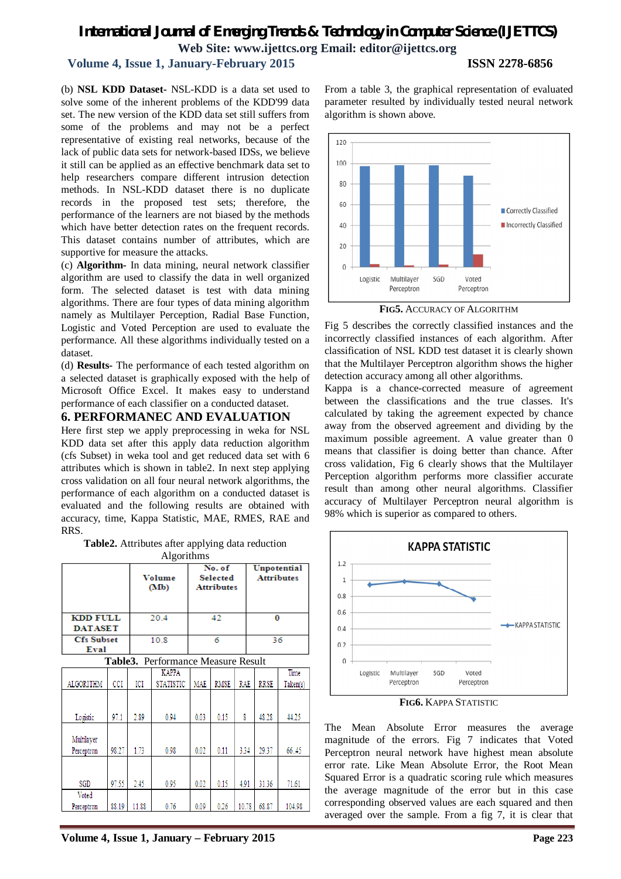(b) **NSL KDD Dataset-** NSL-KDD is a data set used to solve some of the inherent problems of the KDD'99 data set. The new version of the KDD data set still suffers from some of the problems and may not be a perfect representative of existing real networks, because of the lack of public data sets for network-based IDSs, we believe it still can be applied as an effective benchmark data set to help researchers compare different intrusion detection methods. In NSL-KDD dataset there is no duplicate records in the proposed test sets; therefore, the performance of the learners are not biased by the methods which have better detection rates on the frequent records. This dataset contains number of attributes, which are supportive for measure the attacks.

(c) **Algorithm-** In data mining, neural network classifier algorithm are used to classify the data in well organized form. The selected dataset is test with data mining algorithms. There are four types of data mining algorithm namely as Multilayer Perception, Radial Base Function, Logistic and Voted Perception are used to evaluate the performance. All these algorithms individually tested on a dataset.

(d) **Results-** The performance of each tested algorithm on a selected dataset is graphically exposed with the help of Microsoft Office Excel. It makes easy to understand performance of each classifier on a conducted dataset.

## 6. PERFORMANEC AND EVALUATION

Here first step we apply preprocessing in weka for NSL KDD data set after this apply data reduction algorithm (cfs Subset) in weka tool and get reduced data set with 6 attributes which is shown in table2. In next step applying cross validation on all four neural network algorithms, the performance of each algorithm on a conducted dataset is evaluated and the following results are obtained with accuracy, time, Kappa Statistic, MAE, RMES, RAE and RRS.

**Table2.** Attributes after applying data reduction Algorithms

| | Volume (Mb) | No. of Selected Attributes | Unpotential Attributes |
|---|---|---|---|
| KDD FULL DATASET | 20.4 | 42 | 0 |
| Cfs Subset Eval | 10.8 | 6 | 36 |

**Table3.** Performance Measure Result

| ALGORITHM | CCI | ICI | KAPPA STATISTIC | MAE | RMSE | RAE | RRSE | Time Taken(s) |
|---|---|---|---|---|---|---|---|---|
| Logistic | 97.1 | 2.89 | 0.94 | 0.03 | 0.15 | 8 | 48.28 | 44.25 |
| Multilayer Perceptron | 98.27 | 1.73 | 0.98 | 0.02 | 0.11 | 3.34 | 29.37 | 66.45 |
| SGD | 97.55 | 2.45 | 0.95 | 0.02 | 0.15 | 4.91 | 31.36 | 71.61 |
| Voted Perceptron | 88.19 | 11.88 | 0.76 | 0.09 | 0.26 | 10.78 | 68.87 | 104.98 |

From a table 3, the graphical representation of evaluated parameter resulted by individually tested neural network algorithm is shown above.

**FIG5.** ACCURACY OF ALGORITHM

Fig 5 describes the correctly classified instances and the incorrectly classified instances of each algorithm. After classification of NSL KDD test dataset it is clearly shown that the Multilayer Perceptron algorithm shows the higher detection accuracy among all other algorithms.

Kappa is a chance-corrected measure of agreement between the classifications and the true classes. It's calculated by taking the agreement expected by chance away from the observed agreement and dividing by the maximum possible agreement. A value greater than 0 means that classifier is doing better than chance. After cross validation, Fig 6 clearly shows that the Multilayer Perception algorithm performs more classifier accurate result than among other neural algorithms. Classifier accuracy of Multilayer Perceptron neural algorithm is 98% which is superior as compared to others.

**FIG6.** KAPPA STATISTIC

The Mean Absolute Error measures the average magnitude of the errors. Fig 7 indicates that Voted Perceptron neural network have highest mean absolute error rate. Like Mean Absolute Error, the Root Mean Squared Error is a quadratic scoring rule which measures the average magnitude of the error but in this case corresponding observed values are each squared and then averaged over the sample. From a fig 7, it is clear that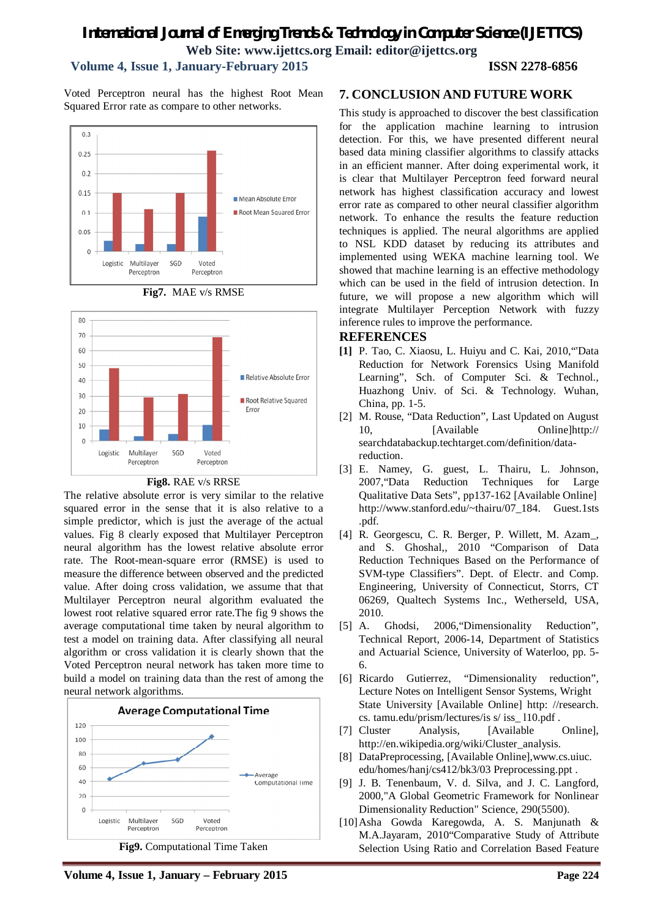Voted Perceptron neural has the highest Root Mean Squared Error rate as compare to other networks.

**Fig7.** MAE v/s RMSE

**Fig8.** RAE v/s RRSE

The relative absolute error is very similar to the relative squared error in the sense that it is also relative to a simple predictor, which is just the average of the actual values. Fig 8 clearly exposed that Multilayer Perceptron neural algorithm has the lowest relative absolute error rate. The Root-mean-square error (RMSE) is used to measure the difference between observed and the predicted value. After doing cross validation, we assume that the Multilayer Perceptron neural algorithm evaluated the lowest root relative squared error rate.The fig 9 shows the average computational time taken by neural algorithm to test a model on training data. After classifying all neural algorithm or cross validation it is clearly shown that the Voted Perceptron neural network has taken more time to build a model on training data than the rest of among the neural network algorithms.

**Fig9.** Computational Time Taken

## 7. CONCLUSION AND FUTURE WORK

This study is approached to discover the best classification for the application machine learning to intrusion detection. For this, we have presented different neural based data mining classifier algorithms to classify attacks in an efficient manner. After doing experimental work, it is clear that Multilayer Perceptron feed forward neural network has highest classification accuracy and lowest error rate as compared to other neural classifier algorithm network. To enhance the results the feature reduction techniques is applied. The neural algorithms are applied to NSL KDD dataset by reducing its attributes and implemented using WEKA machine learning tool. We showed that machine learning is an effective methodology which can be used in the field of intrusion detection. In future, we will propose a new algorithm which will integrate Multilayer Perception Network with fuzzy inference rules to improve the performance.

## REFERENCES

**[1]** P. Tao, C. Xiaosu, L. Huiyu and C. Kai, 2010,"'Data Reduction for Network Forensics Using Manifold Learning", Sch. of Computer Sci. & Technol., Huazhong Univ. of Sci. & Technology. Wuhan, China, pp. 1-5.

[2] M. Rouse, "Data Reduction", Last Updated on August 10, [Available Online]http:// searchdatabackup.techtarget.com/definition/data-reduction.

[3] E. Namey, G. guest, L. Thairu, L. Johnson, 2007,"Data Reduction Techniques for Large Qualitative Data Sets", pp137-162 [Available Online] http://www.stanford.edu/~thairu/07_184. Guest.1sts .pdf.

[4] R. Georgescu, C. R. Berger, P. Willett, M. Azam_, and S. Ghoshal,, 2010 "Comparison of Data Reduction Techniques Based on the Performance of SVM-type Classifiers". Dept. of Electr. and Comp. Engineering, University of Connecticut, Storrs, CT 06269, Qualtech Systems Inc., Wetherseld, USA, 2010.

[5] A. Ghodsi, 2006,"Dimensionality Reduction", Technical Report, 2006-14, Department of Statistics and Actuarial Science, University of Waterloo, pp. 5-6.

[6] Ricardo Gutierrez, "Dimensionality reduction", Lecture Notes on Intelligent Sensor Systems, Wright State University [Available Online] http: //research. cs. tamu.edu/prism/lectures/is s/ iss_ l10.pdf .

[7] Cluster Analysis, [Available Online], http://en.wikipedia.org/wiki/Cluster_analysis.

[8] DataPreprocessing, [Available Online],www.cs.uiuc. edu/homes/hanj/cs412/bk3/03 Preprocessing.ppt .

[9] J. B. Tenenbaum, V. d. Silva, and J. C. Langford, 2000,"A Global Geometric Framework for Nonlinear Dimensionality Reduction" Science, 290(5500).

[10] Asha Gowda Karegowda, A. S. Manjunath & M.A.Jayaram, 2010"Comparative Study of Attribute Selection Using Ratio and Correlation Based Feature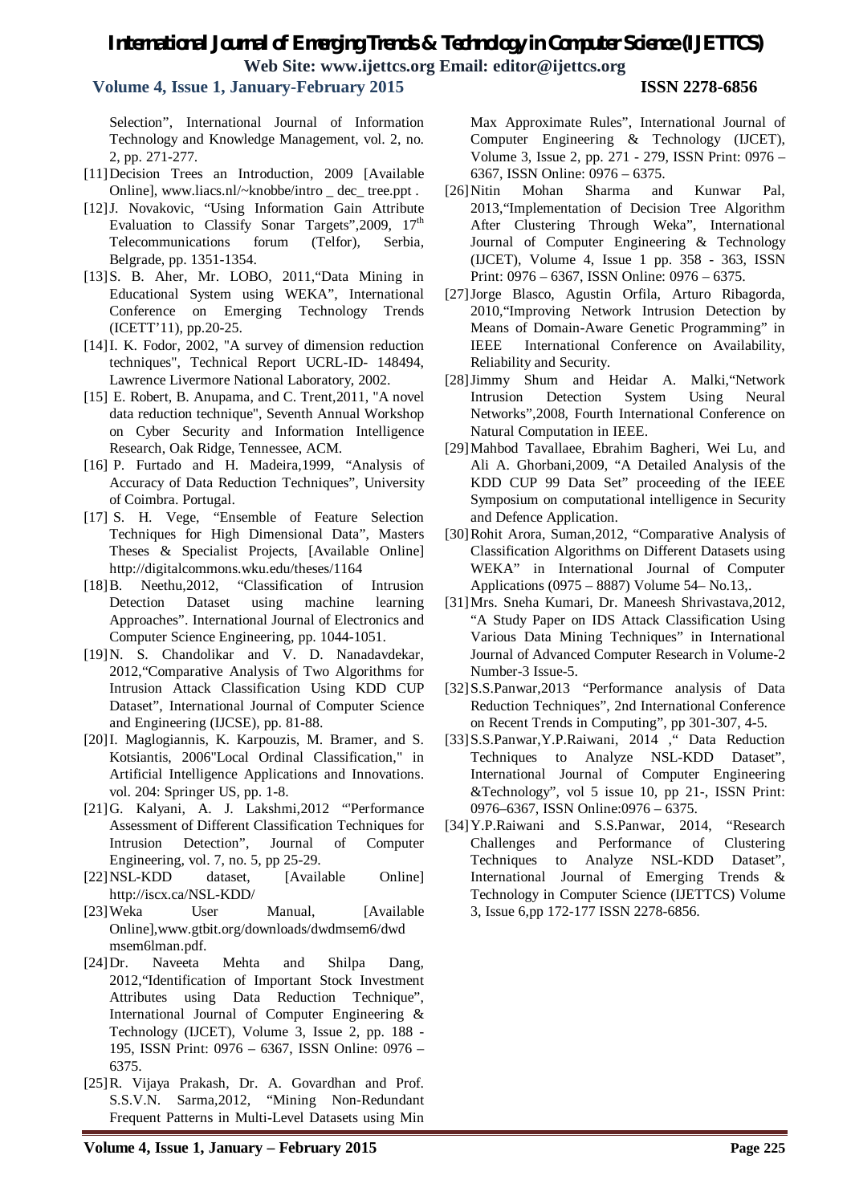Selection", International Journal of Information Technology and Knowledge Management, vol. 2, no. 2, pp. 271-277.

[11] Decision Trees an Introduction, 2009 [Available Online], www.liacs.nl/~knobbe/intro _ dec_ tree.ppt .

[12] J. Novakovic, "Using Information Gain Attribute Evaluation to Classify Sonar Targets",2009, 17th Telecommunications forum (Telfor), Serbia, Belgrade, pp. 1351-1354.

[13] S. B. Aher, Mr. LOBO, 2011,"Data Mining in Educational System using WEKA", International Conference on Emerging Technology Trends (ICETT'11), pp.20-25.

[14] I. K. Fodor, 2002, "A survey of dimension reduction techniques", Technical Report UCRL-ID- 148494, Lawrence Livermore National Laboratory, 2002.

[15] E. Robert, B. Anupama, and C. Trent,2011, "A novel data reduction technique", Seventh Annual Workshop on Cyber Security and Information Intelligence Research, Oak Ridge, Tennessee, ACM.

[16] P. Furtado and H. Madeira,1999, "Analysis of Accuracy of Data Reduction Techniques", University of Coimbra. Portugal.

[17] S. H. Vege, "Ensemble of Feature Selection Techniques for High Dimensional Data", Masters Theses & Specialist Projects, [Available Online] http://digitalcommons.wku.edu/theses/1164

[18] B. Neethu,2012, "Classification of Intrusion Detection Dataset using machine learning Approaches". International Journal of Electronics and Computer Science Engineering, pp. 1044-1051.

[19] N. S. Chandolikar and V. D. Nanadavdekar, 2012,"Comparative Analysis of Two Algorithms for Intrusion Attack Classification Using KDD CUP Dataset", International Journal of Computer Science and Engineering (IJCSE), pp. 81-88.

[20] I. Maglogiannis, K. Karpouzis, M. Bramer, and S. Kotsiantis, 2006"Local Ordinal Classification," in Artificial Intelligence Applications and Innovations. vol. 204: Springer US, pp. 1-8.

[21] G. Kalyani, A. J. Lakshmi,2012 "Performance Assessment of Different Classification Techniques for Intrusion Detection", Journal of Computer Engineering, vol. 7, no. 5, pp 25-29.

[22] NSL-KDD dataset, [Available Online] http://iscx.ca/NSL-KDD/

[23] Weka User Manual, [Available Online],www.gtbit.org/downloads/dwdmsem6/dwdmsem6lman.pdf.

[24] Dr. Naveeta Mehta and Shilpa Dang, 2012,"Identification of Important Stock Investment Attributes using Data Reduction Technique", International Journal of Computer Engineering & Technology (IJCET), Volume 3, Issue 2, pp. 188 - 195, ISSN Print: 0976 – 6367, ISSN Online: 0976 – 6375.

[25] R. Vijaya Prakash, Dr. A. Govardhan and Prof. S.S.V.N. Sarma,2012, "Mining Non-Redundant Frequent Patterns in Multi-Level Datasets using Min Max Approximate Rules", International Journal of Computer Engineering & Technology (IJCET), Volume 3, Issue 2, pp. 271 - 279, ISSN Print: 0976 – 6367, ISSN Online: 0976 – 6375.

[26] Nitin Mohan Sharma and Kunwar Pal, 2013,"Implementation of Decision Tree Algorithm After Clustering Through Weka", International Journal of Computer Engineering & Technology (IJCET), Volume 4, Issue 1 pp. 358 - 363, ISSN Print: 0976 – 6367, ISSN Online: 0976 – 6375.

[27] Jorge Blasco, Agustin Orfila, Arturo Ribagorda, 2010,"Improving Network Intrusion Detection by Means of Domain-Aware Genetic Programming" in IEEE International Conference on Availability, Reliability and Security.

[28] Jimmy Shum and Heidar A. Malki,"Network Intrusion Detection System Using Neural Networks",2008, Fourth International Conference on Natural Computation in IEEE.

[29] Mahbod Tavallaee, Ebrahim Bagheri, Wei Lu, and Ali A. Ghorbani,2009, "A Detailed Analysis of the KDD CUP 99 Data Set" proceeding of the IEEE Symposium on computational intelligence in Security and Defence Application.

[30] Rohit Arora, Suman,2012, "Comparative Analysis of Classification Algorithms on Different Datasets using WEKA" in International Journal of Computer Applications (0975 – 8887) Volume 54– No.13,.

[31] Mrs. Sneha Kumari, Dr. Maneesh Shrivastava,2012, "A Study Paper on IDS Attack Classification Using Various Data Mining Techniques" in International Journal of Advanced Computer Research in Volume-2 Number-3 Issue-5.

[32] S.S.Panwar,2013 "Performance analysis of Data Reduction Techniques", 2nd International Conference on Recent Trends in Computing", pp 301-307, 4-5.

[33] S.S.Panwar,Y.P.Raiwani, 2014 ," Data Reduction Techniques to Analyze NSL-KDD Dataset", International Journal of Computer Engineering &Technology", vol 5 issue 10, pp 21-, ISSN Print: 0976–6367, ISSN Online:0976 – 6375.

[34] Y.P.Raiwani and S.S.Panwar, 2014, "Research Challenges and Performance of Clustering Techniques to Analyze NSL-KDD Dataset", International Journal of Emerging Trends & Technology in Computer Science (IJETTCS) Volume 3, Issue 6,pp 172-177 ISSN 2278-6856.